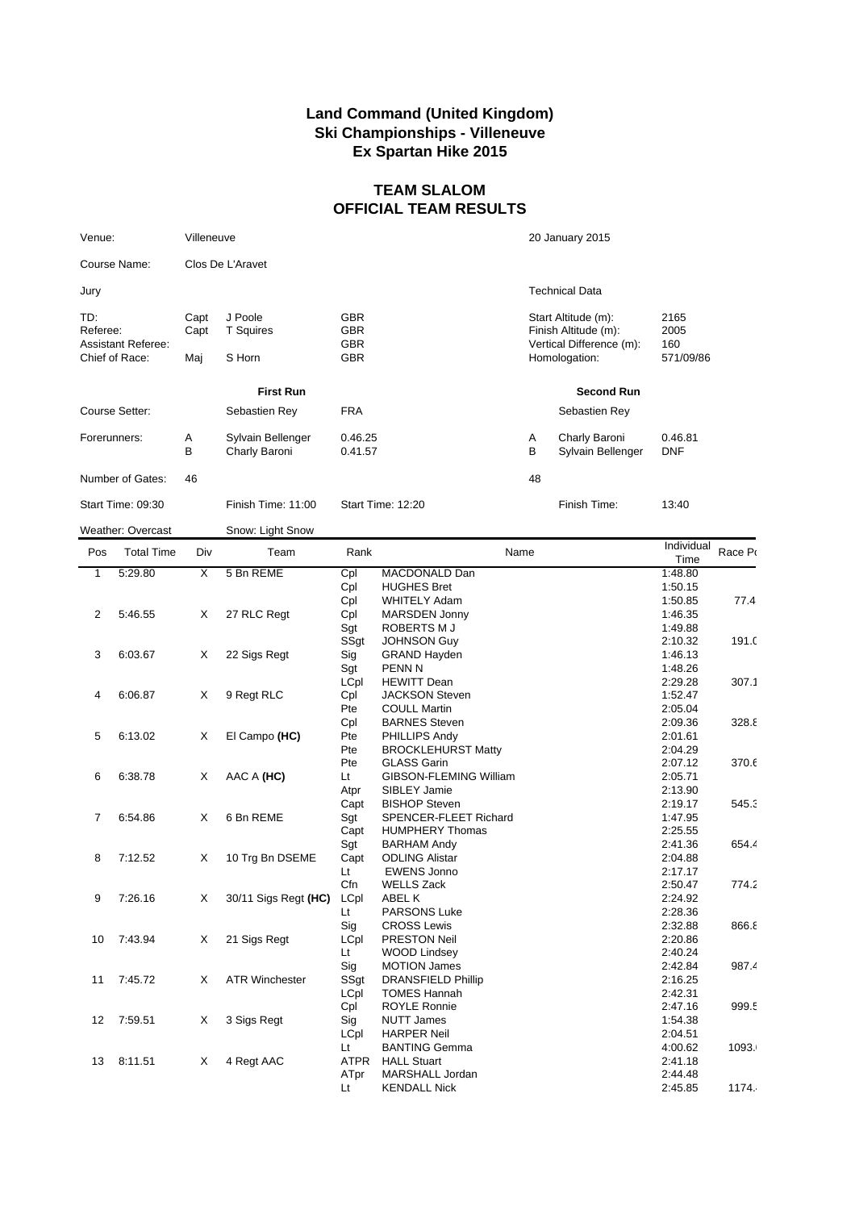**Land Command (United Kingdom)**
**Ski Championships - Villeneuve**
**Ex Spartan Hike 2015**

## TEAM SLALOM
## OFFICIAL TEAM RESULTS

| | | | | | |
|---|---|---|---|---|---|
| Venue: | Villeneuve | | | 20 January 2015 | |
| Course Name: | Clos De L'Aravet | | | | |
| Jury | | | | Technical Data | |
| TD: | Capt | J Poole | GBR | Start Altitude (m): | 2165 |
| Referee: | Capt | T Squires | GBR | Finish Altitude (m): | 2005 |
| Assistant Referee: | | | GBR | Vertical Difference (m): | 160 |
| Chief of Race: | Maj | S Horn | GBR | Homologation: | 571/09/86 |

| | | First Run | | | Second Run | |
|---|---|---|---|---|---|---|
| Course Setter: | | Sebastien Rey | FRA | | Sebastien Rey | |
| Forerunners: | A | Sylvain Bellenger | 0.46.25 | A | Charly Baroni | 0.46.81 |
| | B | Charly Baroni | 0.41.57 | B | Sylvain Bellenger | DNF |
| Number of Gates: | 46 | | | 48 | | |
| Start Time: 09:30 | | Finish Time: 11:00 | Start Time: 12:20 | | Finish Time: | 13:40 |

Weather: Overcast     Snow: Light Snow

| Pos | Total Time | Div | Team | Rank | Name | Individual Time | Race Po |
|---|---|---|---|---|---|---|---|
| 1 | 5:29.80 | X | 5 Bn REME | Cpl | MACDONALD Dan | 1:48.80 | |
| | | | | Cpl | HUGHES Bret | 1:50.15 | |
| | | | | Cpl | WHITELY Adam | 1:50.85 | 77.4 |
| 2 | 5:46.55 | X | 27 RLC Regt | Cpl | MARSDEN Jonny | 1:46.35 | |
| | | | | Sgt | ROBERTS M J | 1:49.88 | |
| | | | | SSgt | JOHNSON Guy | 2:10.32 | 191.0 |
| 3 | 6:03.67 | X | 22 Sigs Regt | Sig | GRAND Hayden | 1:46.13 | |
| | | | | Sgt | PENN N | 1:48.26 | |
| | | | | LCpl | HEWITT Dean | 2:29.28 | 307.1 |
| 4 | 6:06.87 | X | 9 Regt RLC | Cpl | JACKSON Steven | 1:52.47 | |
| | | | | Pte | COULL Martin | 2:05.04 | |
| | | | | Cpl | BARNES Steven | 2:09.36 | 328.8 |
| 5 | 6:13.02 | X | El Campo **(HC)** | Pte | PHILLIPS Andy | 2:01.61 | |
| | | | | Pte | BROCKLEHURST Matty | 2:04.29 | |
| | | | | Pte | GLASS Garin | 2:07.12 | 370.6 |
| 6 | 6:38.78 | X | AAC A **(HC)** | Lt | GIBSON-FLEMING William | 2:05.71 | |
| | | | | Atpr | SIBLEY Jamie | 2:13.90 | |
| | | | | Capt | BISHOP Steven | 2:19.17 | 545.3 |
| 7 | 6:54.86 | X | 6 Bn REME | Sgt | SPENCER-FLEET Richard | 1:47.95 | |
| | | | | Capt | HUMPHERY Thomas | 2:25.55 | |
| | | | | Sgt | BARHAM Andy | 2:41.36 | 654.4 |
| 8 | 7:12.52 | X | 10 Trg Bn DSEME | Capt | ODLING Alistar | 2:04.88 | |
| | | | | Lt | EWENS Jonno | 2:17.17 | |
| | | | | Cfn | WELLS Zack | 2:50.47 | 774.2 |
| 9 | 7:26.16 | X | 30/11 Sigs Regt **(HC)** | LCpl | ABEL K | 2:24.92 | |
| | | | | Lt | PARSONS Luke | 2:28.36 | |
| | | | | Sig | CROSS Lewis | 2:32.88 | 866.8 |
| 10 | 7:43.94 | X | 21 Sigs Regt | LCpl | PRESTON Neil | 2:20.86 | |
| | | | | Lt | WOOD Lindsey | 2:40.24 | |
| | | | | Sig | MOTION James | 2:42.84 | 987.4 |
| 11 | 7:45.72 | X | ATR Winchester | SSgt | DRANSFIELD Phillip | 2:16.25 | |
| | | | | LCpl | TOMES Hannah | 2:42.31 | |
| | | | | Cpl | ROYLE Ronnie | 2:47.16 | 999.5 |
| 12 | 7:59.51 | X | 3 Sigs Regt | Sig | NUTT James | 1:54.38 | |
| | | | | LCpl | HARPER Neil | 2:04.51 | |
| | | | | Lt | BANTING Gemma | 4:00.62 | 1093. |
| 13 | 8:11.51 | X | 4 Regt AAC | ATPR | HALL Stuart | 2:41.18 | |
| | | | | ATpr | MARSHALL Jordan | 2:44.48 | |
| | | | | Lt | KENDALL Nick | 2:45.85 | 1174. |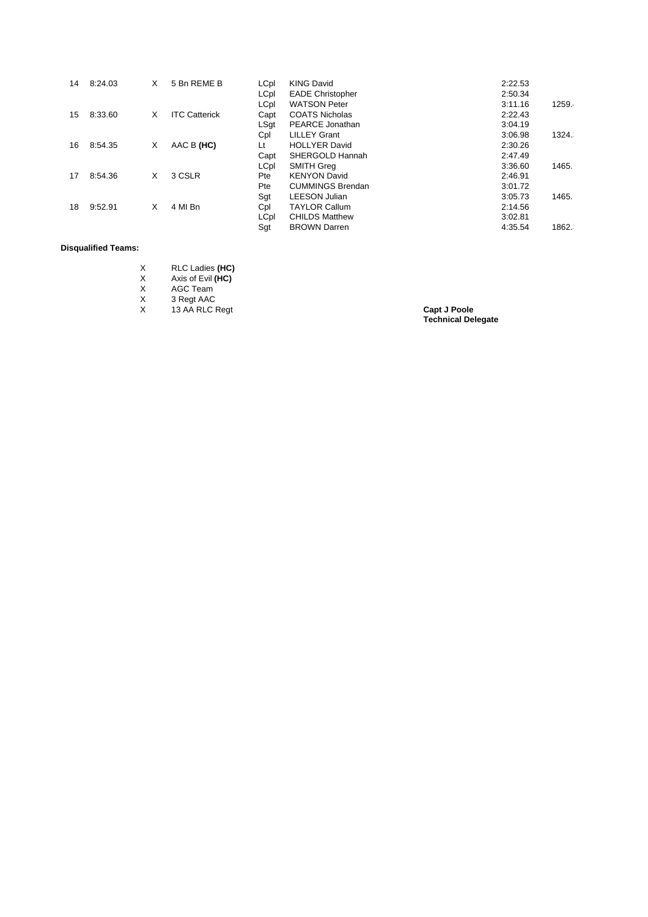| Pos | Time | | Team | Rank | Name | Split | Total |
|---|---|---|---|---|---|---|---|
| 14 | 8:24.03 | X | 5 Bn REME B | LCpl | KING David | 2:22.53 | |
| | | | | LCpl | EADE Christopher | 2:50.34 | |
| | | | | LCpl | WATSON Peter | 3:11.16 | 1259. |
| 15 | 8:33.60 | X | ITC Catterick | Capt | COATS Nicholas | 2:22.43 | |
| | | | | LSgt | PEARCE Jonathan | 3:04.19 | |
| | | | | Cpl | LILLEY Grant | 3:06.98 | 1324. |
| 16 | 8:54.35 | X | AAC B **(HC)** | Lt | HOLLYER David | 2:30.26 | |
| | | | | Capt | SHERGOLD Hannah | 2:47.49 | |
| | | | | LCpl | SMITH Greg | 3:36.60 | 1465. |
| 17 | 8:54.36 | X | 3 CSLR | Pte | KENYON David | 2:46.91 | |
| | | | | Pte | CUMMINGS Brendan | 3:01.72 | |
| | | | | Sgt | LEESON Julian | 3:05.73 | 1465. |
| 18 | 9:52.91 | X | 4 MI Bn | Cpl | TAYLOR Callum | 2:14.56 | |
| | | | | LCpl | CHILDS Matthew | 3:02.81 | |
| | | | | Sgt | BROWN Darren | 4:35.54 | 1862. |

**Disqualified Teams:**

- X RLC Ladies **(HC)**
- X Axis of Evil **(HC)**
- X AGC Team
- X 3 Regt AAC
- X 13 AA RLC Regt

**Capt J Poole**
**Technical Delegate**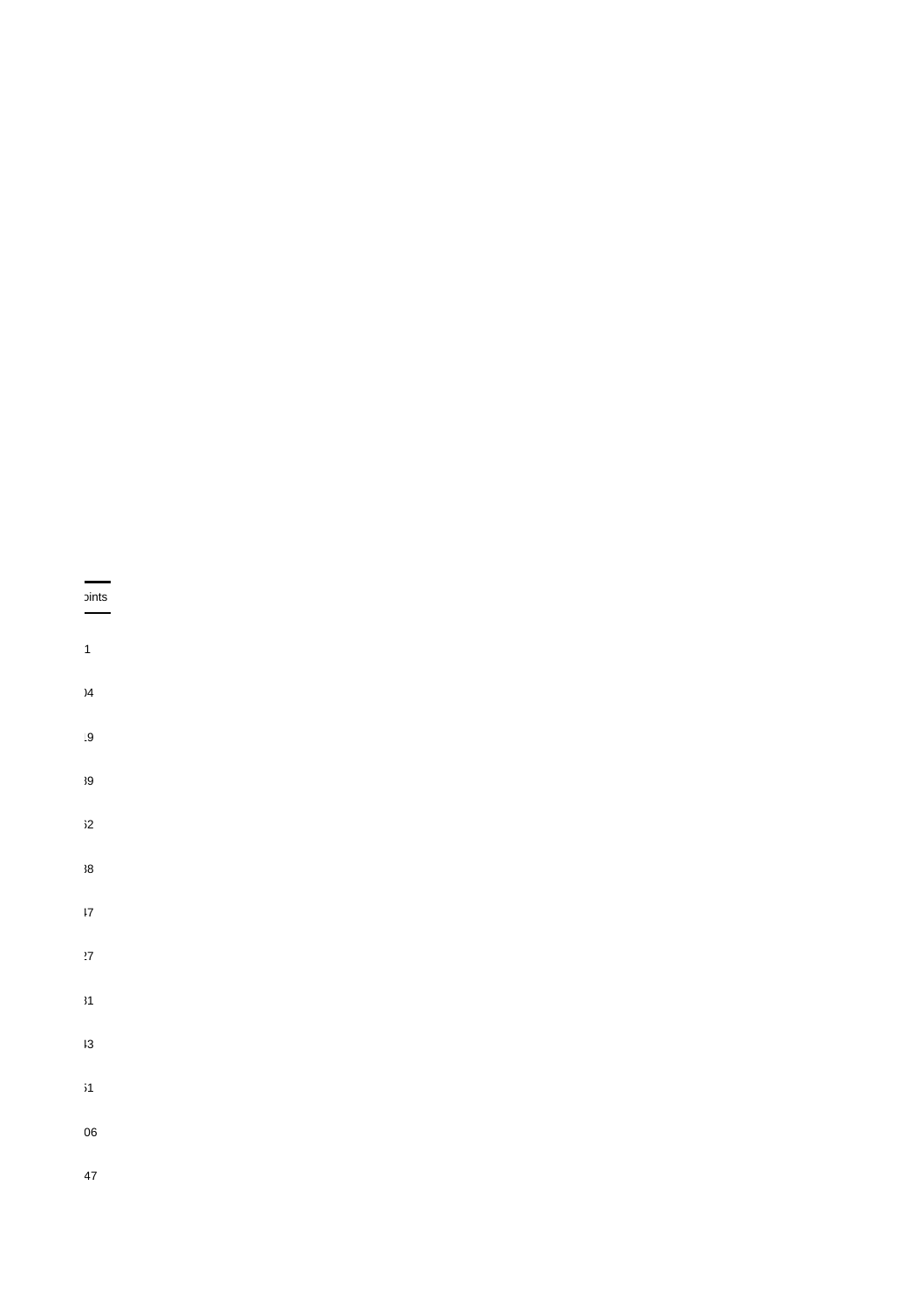| ɔints |
| --- |
| 1 |
| )4 |
| .9 |
| ₃9 |
| ₅2 |
| ₃8 |
| ₄7 |
| ₂7 |
| ₃1 |
| ₄3 |
| ₅1 |
| 06 |
| 47 |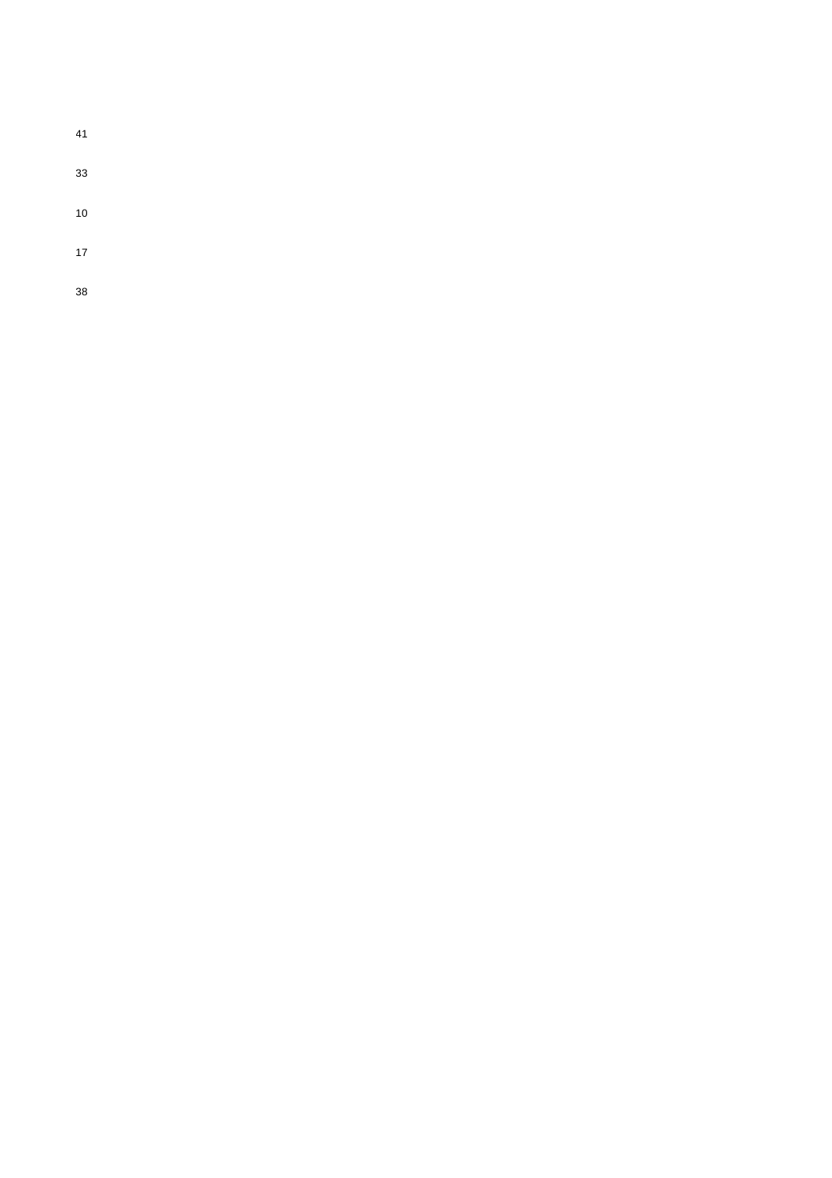41

33

10

17

38